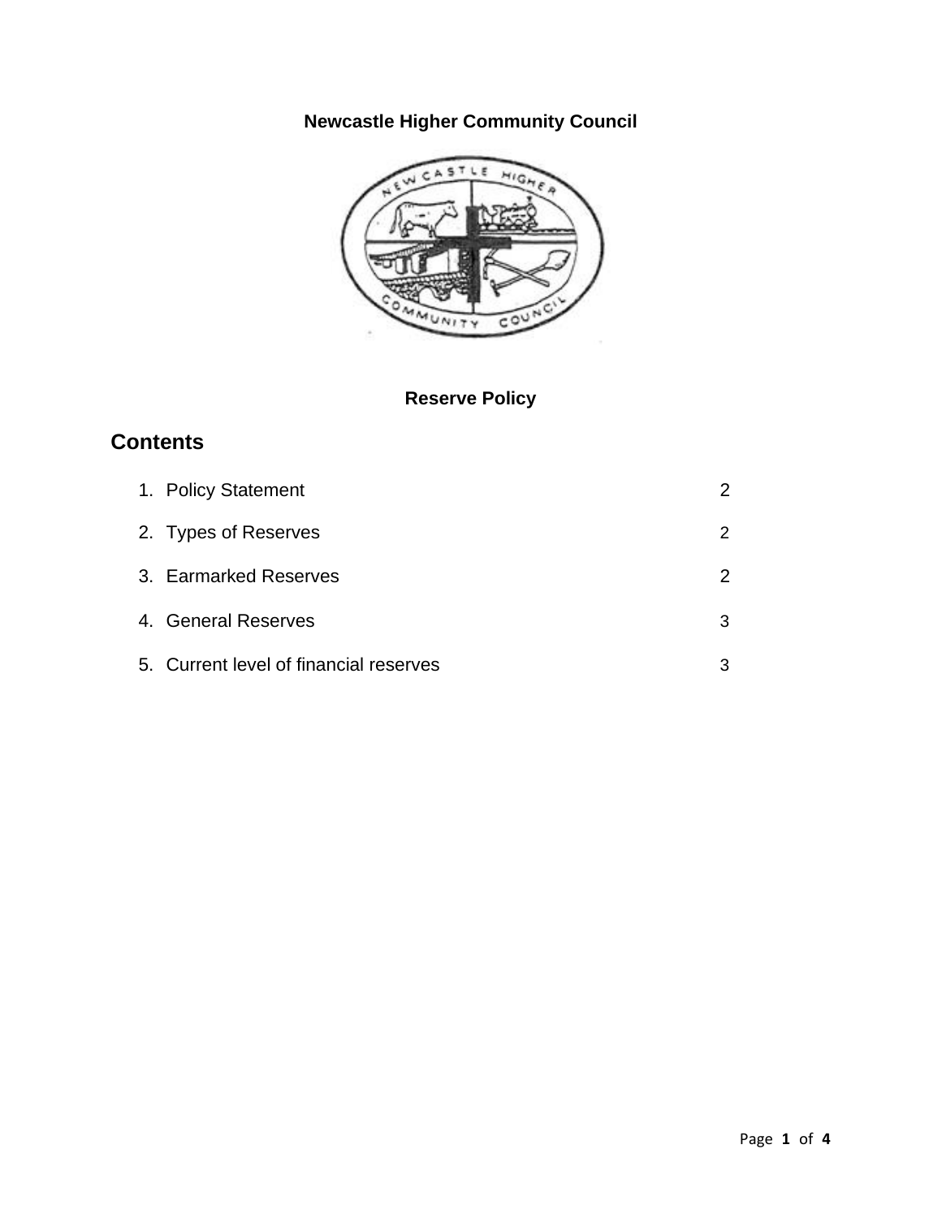**Newcastle Higher Community Council**

**Reserve Policy**

## Contents

| | |
|---|---|
| 1. Policy Statement | 2 |
| 2. Types of Reserves | 2 |
| 3. Earmarked Reserves | 2 |
| 4. General Reserves | 3 |
| 5. Current level of financial reserves | 3 |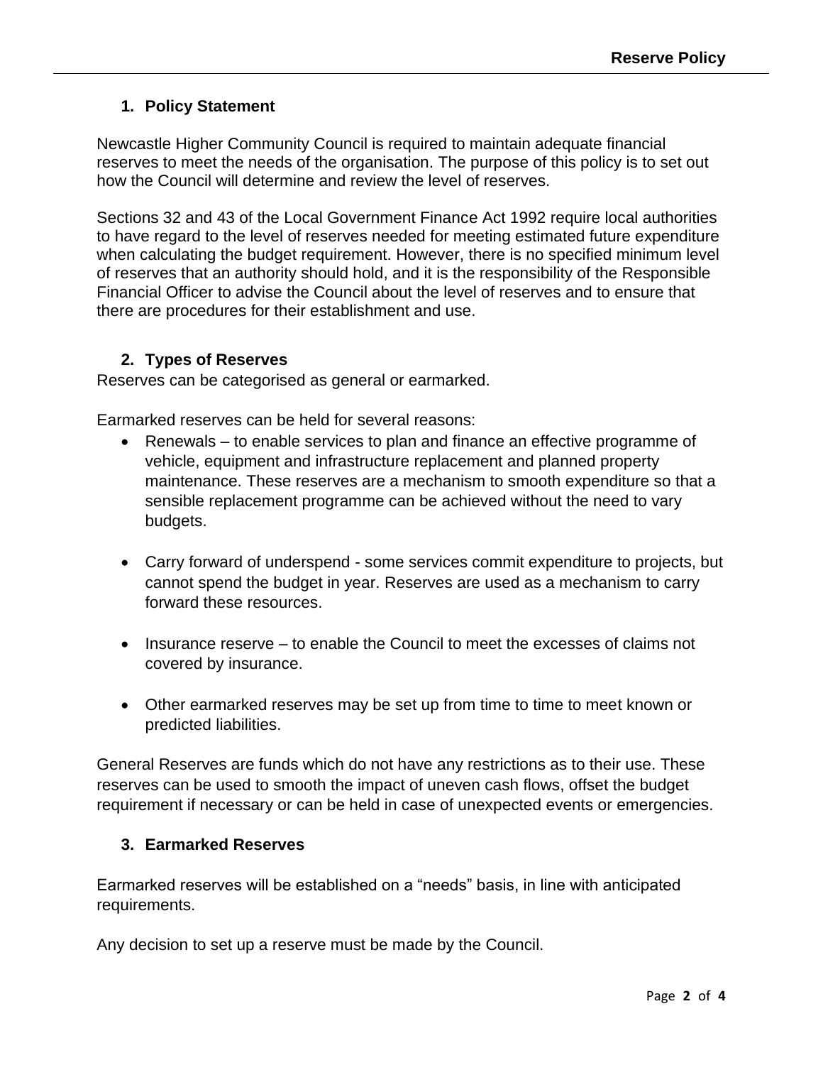## 1. Policy Statement

Newcastle Higher Community Council is required to maintain adequate financial reserves to meet the needs of the organisation. The purpose of this policy is to set out how the Council will determine and review the level of reserves.

Sections 32 and 43 of the Local Government Finance Act 1992 require local authorities to have regard to the level of reserves needed for meeting estimated future expenditure when calculating the budget requirement. However, there is no specified minimum level of reserves that an authority should hold, and it is the responsibility of the Responsible Financial Officer to advise the Council about the level of reserves and to ensure that there are procedures for their establishment and use.

## 2. Types of Reserves

Reserves can be categorised as general or earmarked.

Earmarked reserves can be held for several reasons:

- Renewals – to enable services to plan and finance an effective programme of vehicle, equipment and infrastructure replacement and planned property maintenance. These reserves are a mechanism to smooth expenditure so that a sensible replacement programme can be achieved without the need to vary budgets.
- Carry forward of underspend - some services commit expenditure to projects, but cannot spend the budget in year. Reserves are used as a mechanism to carry forward these resources.
- Insurance reserve – to enable the Council to meet the excesses of claims not covered by insurance.
- Other earmarked reserves may be set up from time to time to meet known or predicted liabilities.

General Reserves are funds which do not have any restrictions as to their use. These reserves can be used to smooth the impact of uneven cash flows, offset the budget requirement if necessary or can be held in case of unexpected events or emergencies.

## 3. Earmarked Reserves

Earmarked reserves will be established on a "needs" basis, in line with anticipated requirements.

Any decision to set up a reserve must be made by the Council.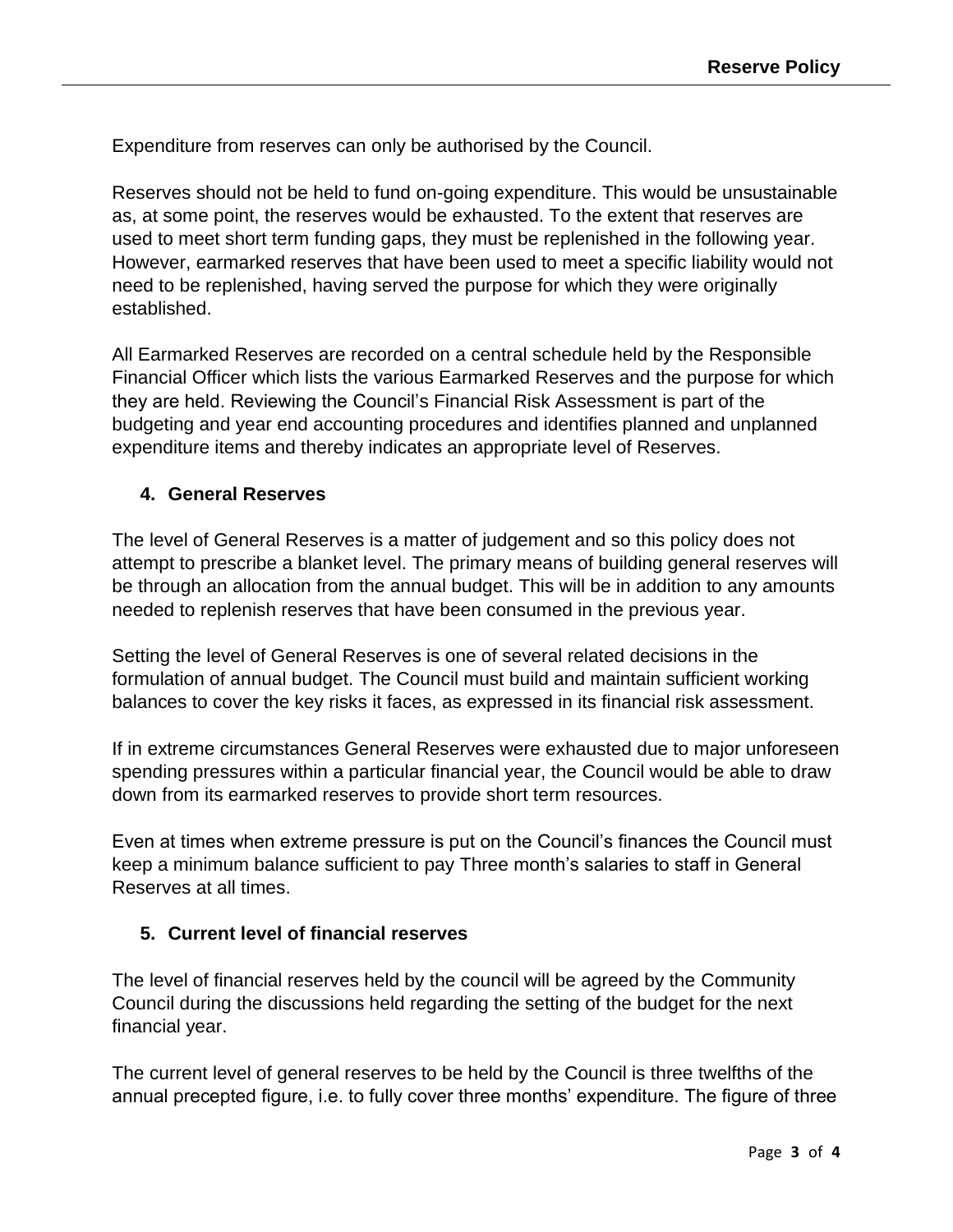Expenditure from reserves can only be authorised by the Council.

Reserves should not be held to fund on-going expenditure. This would be unsustainable as, at some point, the reserves would be exhausted. To the extent that reserves are used to meet short term funding gaps, they must be replenished in the following year. However, earmarked reserves that have been used to meet a specific liability would not need to be replenished, having served the purpose for which they were originally established.

All Earmarked Reserves are recorded on a central schedule held by the Responsible Financial Officer which lists the various Earmarked Reserves and the purpose for which they are held. Reviewing the Council's Financial Risk Assessment is part of the budgeting and year end accounting procedures and identifies planned and unplanned expenditure items and thereby indicates an appropriate level of Reserves.

## 4. General Reserves

The level of General Reserves is a matter of judgement and so this policy does not attempt to prescribe a blanket level. The primary means of building general reserves will be through an allocation from the annual budget. This will be in addition to any amounts needed to replenish reserves that have been consumed in the previous year.

Setting the level of General Reserves is one of several related decisions in the formulation of annual budget. The Council must build and maintain sufficient working balances to cover the key risks it faces, as expressed in its financial risk assessment.

If in extreme circumstances General Reserves were exhausted due to major unforeseen spending pressures within a particular financial year, the Council would be able to draw down from its earmarked reserves to provide short term resources.

Even at times when extreme pressure is put on the Council's finances the Council must keep a minimum balance sufficient to pay Three month's salaries to staff in General Reserves at all times.

## 5. Current level of financial reserves

The level of financial reserves held by the council will be agreed by the Community Council during the discussions held regarding the setting of the budget for the next financial year.

The current level of general reserves to be held by the Council is three twelfths of the annual precepted figure, i.e. to fully cover three months' expenditure. The figure of three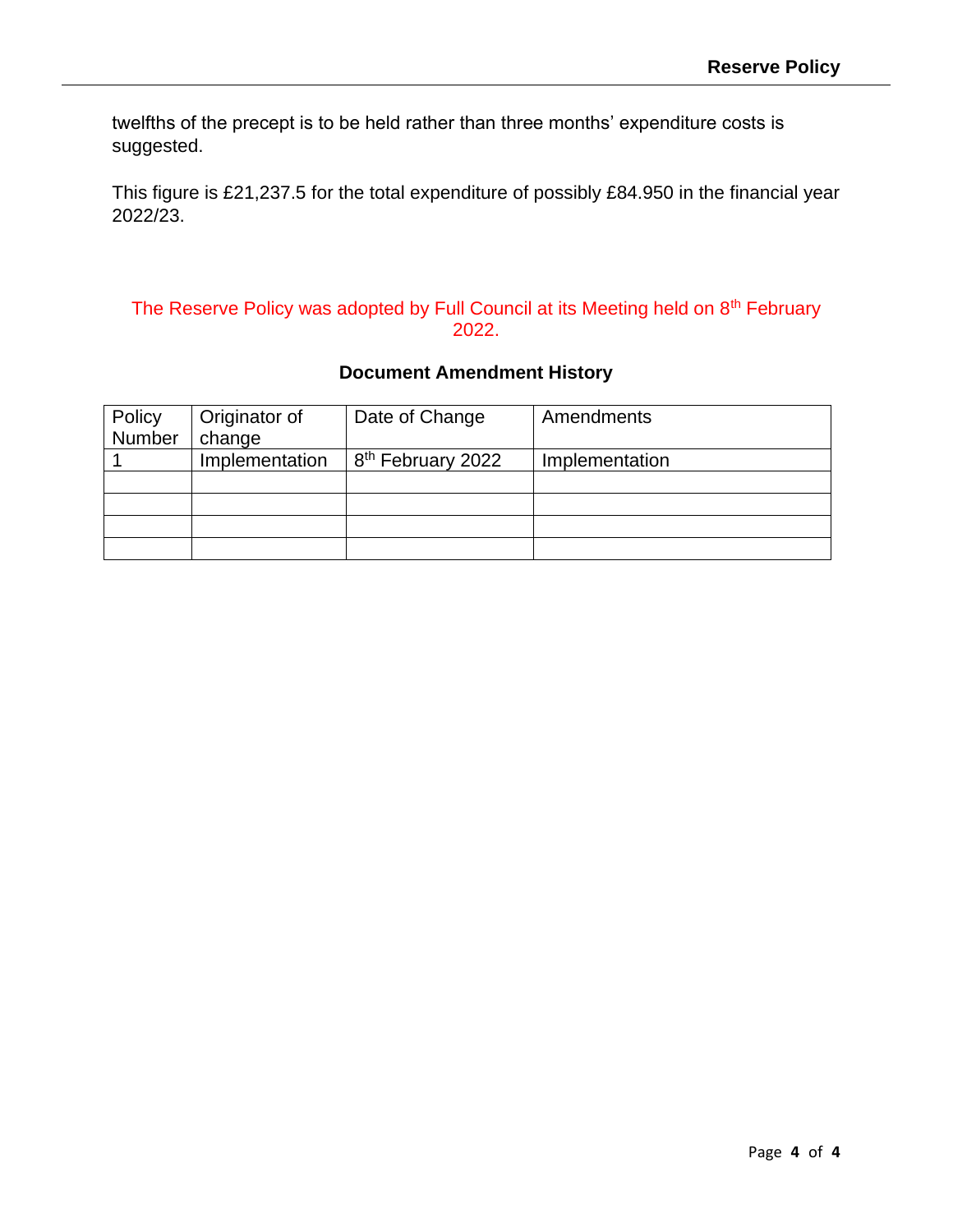twelfths of the precept is to be held rather than three months' expenditure costs is suggested.

This figure is £21,237.5 for the total expenditure of possibly £84.950 in the financial year 2022/23.

The Reserve Policy was adopted by Full Council at its Meeting held on 8th February 2022.

## Document Amendment History

| Policy Number | Originator of change | Date of Change | Amendments |
|---|---|---|---|
| 1 | Implementation | 8th February 2022 | Implementation |
| | | | |
| | | | |
| | | | |
| | | | |